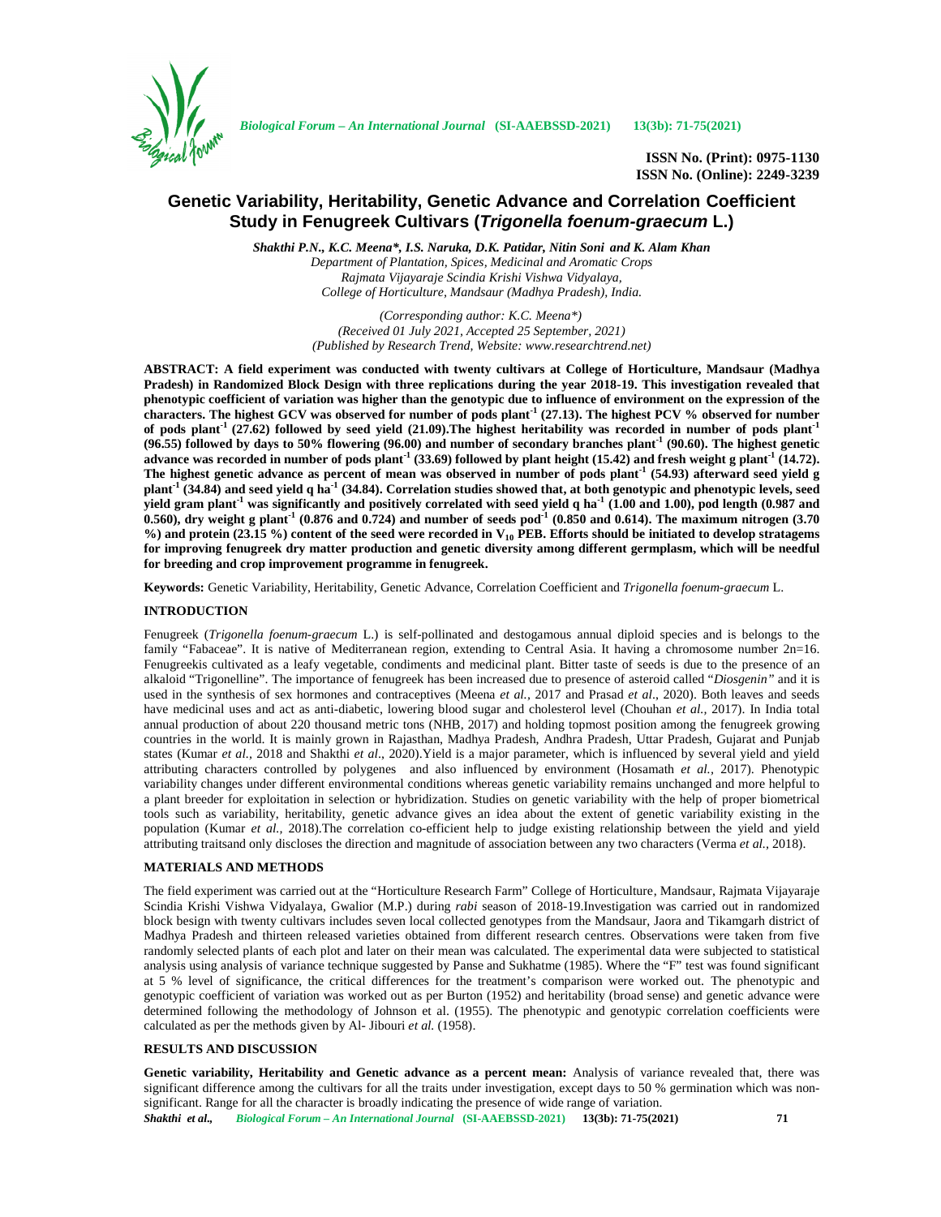# Genetic Variability, Heritability, Genetic Advance and Correlation Coefficient Study in Fenugreek Cultivars (*Trigonella foenum-graecum* L.)

*Shakthi P.N., K.C. Meena\*, I.S. Naruka, D.K. Patidar, Nitin Soni and K. Alam Khan*

*Department of Plantation, Spices, Medicinal and Aromatic Crops*
*Rajmata Vijayaraje Scindia Krishi Vishwa Vidyalaya,*
*College of Horticulture, Mandsaur (Madhya Pradesh), India.*

*(Corresponding author: K.C. Meena\*)*
*(Received 01 July 2021, Accepted 25 September, 2021)*
*(Published by Research Trend, Website: www.researchtrend.net)*

**ABSTRACT: A field experiment was conducted with twenty cultivars at College of Horticulture, Mandsaur (Madhya Pradesh) in Randomized Block Design with three replications during the year 2018-19. This investigation revealed that phenotypic coefficient of variation was higher than the genotypic due to influence of environment on the expression of the characters. The highest GCV was observed for number of pods plant$^{-1}$ (27.13). The highest PCV % observed for number of pods plant$^{-1}$ (27.62) followed by seed yield (21.09).The highest heritability was recorded in number of pods plant$^{-1}$ (96.55) followed by days to 50% flowering (96.00) and number of secondary branches plant$^{-1}$ (90.60). The highest genetic advance was recorded in number of pods plant$^{-1}$ (33.69) followed by plant height (15.42) and fresh weight g plant$^{-1}$ (14.72). The highest genetic advance as percent of mean was observed in number of pods plant$^{-1}$ (54.93) afterward seed yield g plant$^{-1}$ (34.84) and seed yield q ha$^{-1}$ (34.84). Correlation studies showed that, at both genotypic and phenotypic levels, seed yield gram plant$^{-1}$ was significantly and positively correlated with seed yield q ha$^{-1}$ (1.00 and 1.00), pod length (0.987 and 0.560), dry weight g plant$^{-1}$ (0.876 and 0.724) and number of seeds pod$^{-1}$ (0.850 and 0.614). The maximum nitrogen (3.70 %) and protein (23.15 %) content of the seed were recorded in $V_{10}$ PEB. Efforts should be initiated to develop stratagems for improving fenugreek dry matter production and genetic diversity among different germplasm, which will be needful for breeding and crop improvement programme in fenugreek.**

**Keywords:** Genetic Variability, Heritability, Genetic Advance, Correlation Coefficient and *Trigonella foenum-graecum* L.

## INTRODUCTION

Fenugreek (*Trigonella foenum-graecum* L.) is self-pollinated and destogamous annual diploid species and is belongs to the family "Fabaceae". It is native of Mediterranean region, extending to Central Asia. It having a chromosome number 2n=16. Fenugreekis cultivated as a leafy vegetable, condiments and medicinal plant. Bitter taste of seeds is due to the presence of an alkaloid "Trigonelline". The importance of fenugreek has been increased due to presence of asteroid called "*Diosgenin"* and it is used in the synthesis of sex hormones and contraceptives (Meena *et al.,* 2017 and Prasad *et al*., 2020). Both leaves and seeds have medicinal uses and act as anti-diabetic, lowering blood sugar and cholesterol level (Chouhan *et al.,* 2017). In India total annual production of about 220 thousand metric tons (NHB, 2017) and holding topmost position among the fenugreek growing countries in the world. It is mainly grown in Rajasthan, Madhya Pradesh, Andhra Pradesh, Uttar Pradesh, Gujarat and Punjab states (Kumar *et al.,* 2018 and Shakthi *et al*., 2020).Yield is a major parameter, which is influenced by several yield and yield attributing characters controlled by polygenes and also influenced by environment (Hosamath *et al.,* 2017). Phenotypic variability changes under different environmental conditions whereas genetic variability remains unchanged and more helpful to a plant breeder for exploitation in selection or hybridization. Studies on genetic variability with the help of proper biometrical tools such as variability, heritability, genetic advance gives an idea about the extent of genetic variability existing in the population (Kumar *et al.,* 2018).The correlation co-efficient help to judge existing relationship between the yield and yield attributing traitsand only discloses the direction and magnitude of association between any two characters (Verma *et al.,* 2018).

## MATERIALS AND METHODS

The field experiment was carried out at the "Horticulture Research Farm" College of Horticulture, Mandsaur, Rajmata Vijayaraje Scindia Krishi Vishwa Vidyalaya, Gwalior (M.P.) during *rabi* season of 2018-19.Investigation was carried out in randomized block besign with twenty cultivars includes seven local collected genotypes from the Mandsaur, Jaora and Tikamgarh district of Madhya Pradesh and thirteen released varieties obtained from different research centres. Observations were taken from five randomly selected plants of each plot and later on their mean was calculated. The experimental data were subjected to statistical analysis using analysis of variance technique suggested by Panse and Sukhatme (1985). Where the "F" test was found significant at 5 % level of significance, the critical differences for the treatment's comparison were worked out. The phenotypic and genotypic coefficient of variation was worked out as per Burton (1952) and heritability (broad sense) and genetic advance were determined following the methodology of Johnson et al. (1955). The phenotypic and genotypic correlation coefficients were calculated as per the methods given by Al- Jibouri *et al.* (1958).

## RESULTS AND DISCUSSION

**Genetic variability, Heritability and Genetic advance as a percent mean:** Analysis of variance revealed that, there was significant difference among the cultivars for all the traits under investigation, except days to 50 % germination which was non-significant. Range for all the character is broadly indicating the presence of wide range of variation.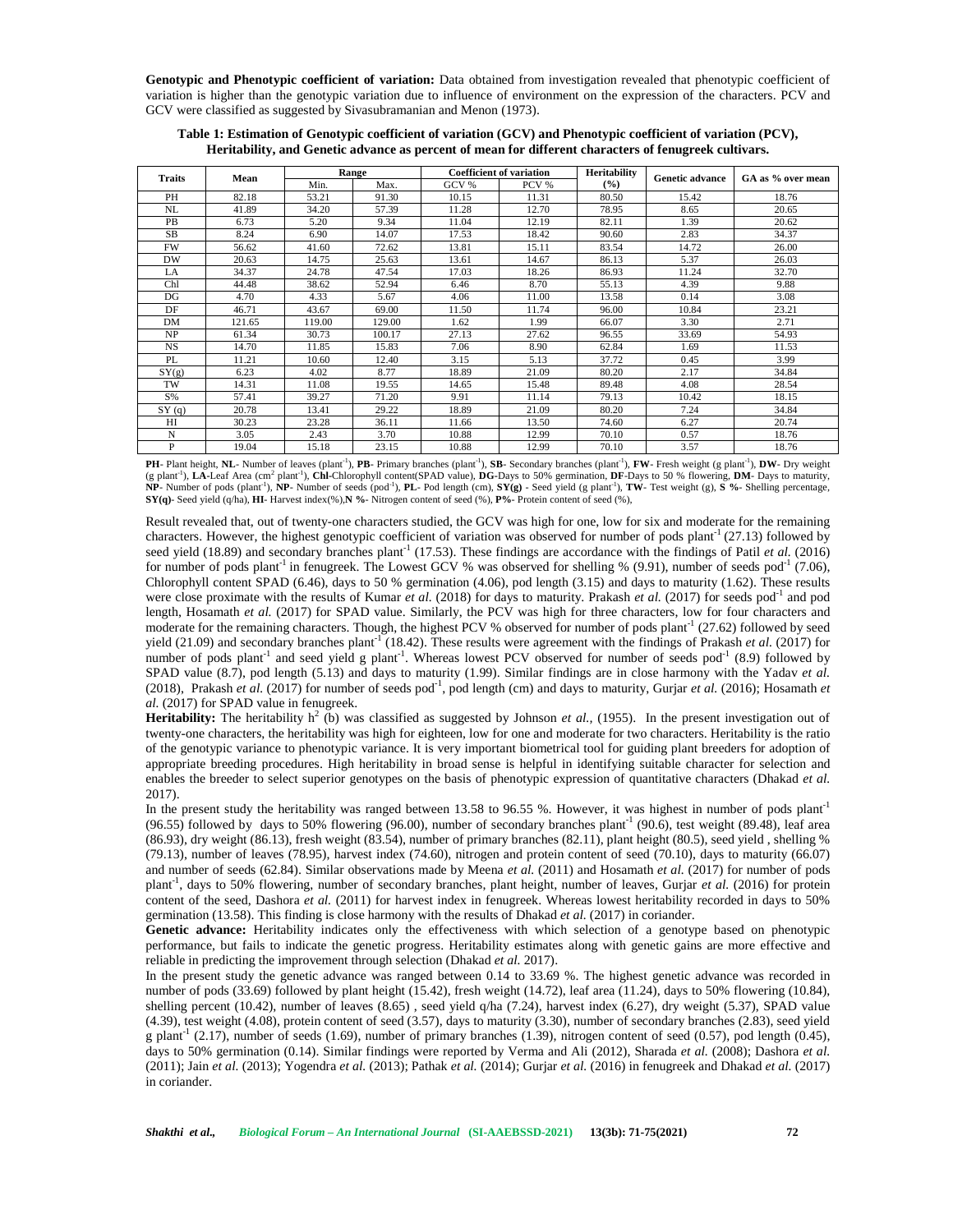**Genotypic and Phenotypic coefficient of variation:** Data obtained from investigation revealed that phenotypic coefficient of variation is higher than the genotypic variation due to influence of environment on the expression of the characters. PCV and GCV were classified as suggested by Sivasubramanian and Menon (1973).

**Table 1: Estimation of Genotypic coefficient of variation (GCV) and Phenotypic coefficient of variation (PCV), Heritability, and Genetic advance as percent of mean for different characters of fenugreek cultivars.**

| Traits | Mean | Range | | Coefficient of variation | | Heritability (%) | Genetic advance | GA as % over mean |
|---|---|---|---|---|---|---|---|---|
| | | Min. | Max. | GCV % | PCV % | | | |
| PH | 82.18 | 53.21 | 91.30 | 10.15 | 11.31 | 80.50 | 15.42 | 18.76 |
| NL | 41.89 | 34.20 | 57.39 | 11.28 | 12.70 | 78.95 | 8.65 | 20.65 |
| PB | 6.73 | 5.20 | 9.34 | 11.04 | 12.19 | 82.11 | 1.39 | 20.62 |
| SB | 8.24 | 6.90 | 14.07 | 17.53 | 18.42 | 90.60 | 2.83 | 34.37 |
| FW | 56.62 | 41.60 | 72.62 | 13.81 | 15.11 | 83.54 | 14.72 | 26.00 |
| DW | 20.63 | 14.75 | 25.63 | 13.61 | 14.67 | 86.13 | 5.37 | 26.03 |
| LA | 34.37 | 24.78 | 47.54 | 17.03 | 18.26 | 86.93 | 11.24 | 32.70 |
| Chl | 44.48 | 38.62 | 52.94 | 6.46 | 8.70 | 55.13 | 4.39 | 9.88 |
| DG | 4.70 | 4.33 | 5.67 | 4.06 | 11.00 | 13.58 | 0.14 | 3.08 |
| DF | 46.71 | 43.67 | 69.00 | 11.50 | 11.74 | 96.00 | 10.84 | 23.21 |
| DM | 121.65 | 119.00 | 129.00 | 1.62 | 1.99 | 66.07 | 3.30 | 2.71 |
| NP | 61.34 | 30.73 | 100.17 | 27.13 | 27.62 | 96.55 | 33.69 | 54.93 |
| NS | 14.70 | 11.85 | 15.83 | 7.06 | 8.90 | 62.84 | 1.69 | 11.53 |
| PL | 11.21 | 10.60 | 12.40 | 3.15 | 5.13 | 37.72 | 0.45 | 3.99 |
| SY(g) | 6.23 | 4.02 | 8.77 | 18.89 | 21.09 | 80.20 | 2.17 | 34.84 |
| TW | 14.31 | 11.08 | 19.55 | 14.65 | 15.48 | 89.48 | 4.08 | 28.54 |
| S% | 57.41 | 39.27 | 71.20 | 9.91 | 11.14 | 79.13 | 10.42 | 18.15 |
| SY (q) | 20.78 | 13.41 | 29.22 | 18.89 | 21.09 | 80.20 | 7.24 | 34.84 |
| HI | 30.23 | 23.28 | 36.11 | 11.66 | 13.50 | 74.60 | 6.27 | 20.74 |
| N | 3.05 | 2.43 | 3.70 | 10.88 | 12.99 | 70.10 | 0.57 | 18.76 |
| P | 19.04 | 15.18 | 23.15 | 10.88 | 12.99 | 70.10 | 3.57 | 18.76 |

**PH**- Plant height, **NL**- Number of leaves (plant$^{-1}$), **PB**- Primary branches (plant$^{-1}$), **SB**- Secondary branches (plant$^{-1}$), **FW**- Fresh weight (g plant$^{-1}$), **DW**- Dry weight (g plant$^{-1}$), **LA**-Leaf Area (cm$^2$ plant$^{-1}$), **Chl**-Chlorophyll content(SPAD value), **DG**-Days to 50% germination, **DF**-Days to 50 % flowering, **DM**- Days to maturity, **NP**- Number of pods (plant$^{-1}$), **NP**- Number of seeds (pod$^{-1}$), **PL**- Pod length (cm), **SY(g)** - Seed yield (g plant$^{-1}$), **TW**- Test weight (g), **S %**- Shelling percentage, **SY(q)**- Seed yield (q/ha), **HI**- Harvest index(%),**N %**- Nitrogen content of seed (%), **P%**- Protein content of seed (%),

Result revealed that, out of twenty-one characters studied, the GCV was high for one, low for six and moderate for the remaining characters. However, the highest genotypic coefficient of variation was observed for number of pods plant$^{-1}$ (27.13) followed by seed yield (18.89) and secondary branches plant$^{-1}$ (17.53). These findings are accordance with the findings of Patil *et al.* (2016) for number of pods plant$^{-1}$ in fenugreek. The Lowest GCV % was observed for shelling % (9.91), number of seeds pod$^{-1}$ (7.06), Chlorophyll content SPAD (6.46), days to 50 % germination (4.06), pod length (3.15) and days to maturity (1.62). These results were close proximate with the results of Kumar *et al.* (2018) for days to maturity. Prakash *et al.* (2017) for seeds pod$^{-1}$ and pod length, Hosamath *et al.* (2017) for SPAD value. Similarly, the PCV was high for three characters, low for four characters and moderate for the remaining characters. Though, the highest PCV % observed for number of pods plant$^{-1}$ (27.62) followed by seed yield (21.09) and secondary branches plant$^{-1}$ (18.42). These results were agreement with the findings of Prakash *et al.* (2017) for number of pods plant$^{-1}$ and seed yield g plant$^{-1}$. Whereas lowest PCV observed for number of seeds pod$^{-1}$ (8.9) followed by SPAD value (8.7), pod length (5.13) and days to maturity (1.99). Similar findings are in close harmony with the Yadav *et al.* (2018), Prakash *et al.* (2017) for number of seeds pod$^{-1}$, pod length (cm) and days to maturity, Gurjar *et al.* (2016); Hosamath *et al.* (2017) for SPAD value in fenugreek.

**Heritability:** The heritability $h^2$ (b) was classified as suggested by Johnson *et al.,* (1955). In the present investigation out of twenty-one characters, the heritability was high for eighteen, low for one and moderate for two characters. Heritability is the ratio of the genotypic variance to phenotypic variance. It is very important biometrical tool for guiding plant breeders for adoption of appropriate breeding procedures. High heritability in broad sense is helpful in identifying suitable character for selection and enables the breeder to select superior genotypes on the basis of phenotypic expression of quantitative characters (Dhakad *et al.* 2017).

In the present study the heritability was ranged between 13.58 to 96.55 %. However, it was highest in number of pods plant$^{-1}$ (96.55) followed by days to 50% flowering (96.00), number of secondary branches plant$^{-1}$ (90.6), test weight (89.48), leaf area (86.93), dry weight (86.13), fresh weight (83.54), number of primary branches (82.11), plant height (80.5), seed yield , shelling % (79.13), number of leaves (78.95), harvest index (74.60), nitrogen and protein content of seed (70.10), days to maturity (66.07) and number of seeds (62.84). Similar observations made by Meena *et al.* (2011) and Hosamath *et al.* (2017) for number of pods plant$^{-1}$, days to 50% flowering, number of secondary branches, plant height, number of leaves, Gurjar *et al.* (2016) for protein content of the seed, Dashora *et al.* (2011) for harvest index in fenugreek. Whereas lowest heritability recorded in days to 50% germination (13.58). This finding is close harmony with the results of Dhakad *et al.* (2017) in coriander.

**Genetic advance:** Heritability indicates only the effectiveness with which selection of a genotype based on phenotypic performance, but fails to indicate the genetic progress. Heritability estimates along with genetic gains are more effective and reliable in predicting the improvement through selection (Dhakad *et al.* 2017).

In the present study the genetic advance was ranged between 0.14 to 33.69 %. The highest genetic advance was recorded in number of pods (33.69) followed by plant height (15.42), fresh weight (14.72), leaf area (11.24), days to 50% flowering (10.84), shelling percent (10.42), number of leaves (8.65) , seed yield q/ha (7.24), harvest index (6.27), dry weight (5.37), SPAD value (4.39), test weight (4.08), protein content of seed (3.57), days to maturity (3.30), number of secondary branches (2.83), seed yield g plant$^{-1}$ (2.17), number of seeds (1.69), number of primary branches (1.39), nitrogen content of seed (0.57), pod length (0.45), days to 50% germination (0.14). Similar findings were reported by Verma and Ali (2012), Sharada *et al.* (2008); Dashora *et al.* (2011); Jain *et al.* (2013); Yogendra *et al.* (2013); Pathak *et al.* (2014); Gurjar *et al.* (2016) in fenugreek and Dhakad *et al.* (2017) in coriander.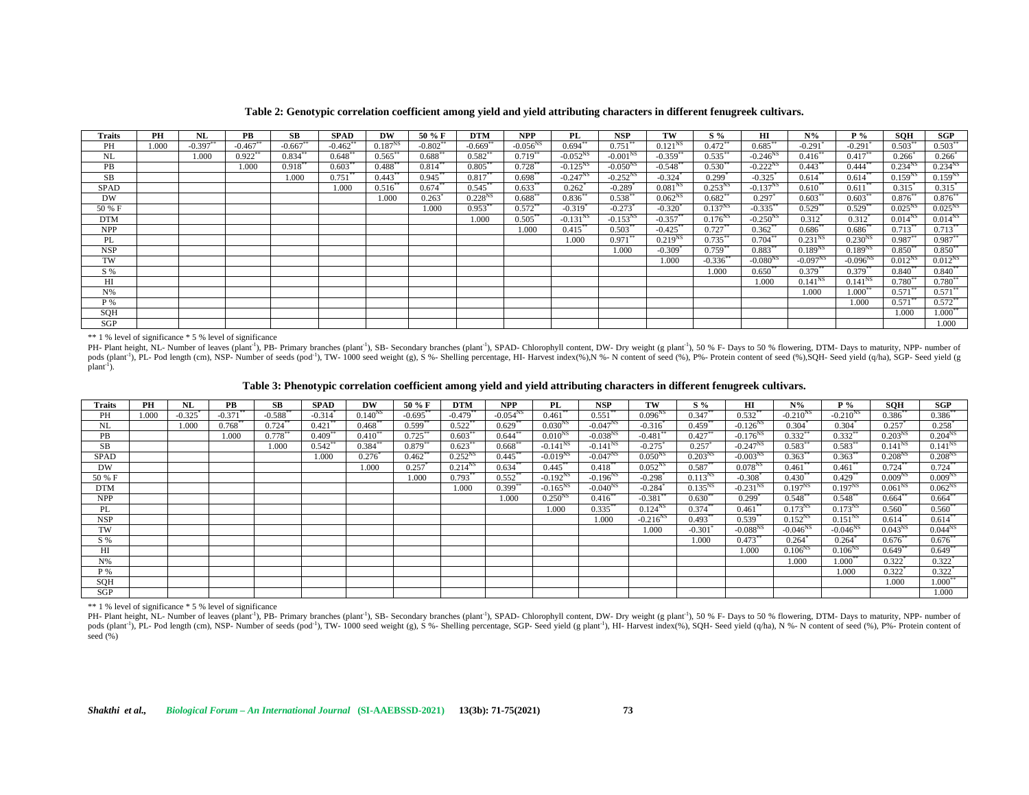**Table 2: Genotypic correlation coefficient among yield and yield attributing characters in different fenugreek cultivars.**

| Traits | PH | NL | PB | SB | SPAD | DW | 50 % F | DTM | NPP | PL | NSP | TW | S % | HI | N% | P % | SQH | SGP |
|---|---|---|---|---|---|---|---|---|---|---|---|---|---|---|---|---|---|---|
| PH | 1.000 | -0.397** | -0.467** | -0.667** | -0.462** | 0.187NS | -0.802** | -0.669** | -0.056NS | 0.694** | 0.751** | 0.121NS | 0.472** | 0.685** | -0.291* | -0.291* | 0.503** | 0.503** |
| NL | | 1.000 | 0.922** | 0.834** | 0.648** | 0.565** | 0.688** | 0.582** | 0.719** | -0.052NS | -0.001NS | -0.359** | 0.535** | -0.246NS | 0.416** | 0.417** | 0.266* | 0.266* |
| PB | | | 1.000 | 0.918** | 0.603** | 0.488** | 0.814** | 0.805** | 0.728** | -0.125NS | -0.050NS | -0.548** | 0.530** | -0.222NS | 0.443** | 0.444** | 0.234NS | 0.234NS |
| SB | | | | 1.000 | 0.751** | 0.443** | 0.945** | 0.817** | 0.698** | -0.247NS | -0.252NS | -0.324* | 0.299* | -0.325* | 0.614** | 0.614** | 0.159NS | 0.159NS |
| SPAD | | | | | 1.000 | 0.516** | 0.674** | 0.545** | 0.633** | 0.262* | -0.289* | 0.081NS | 0.253NS | -0.137NS | 0.610** | 0.611** | 0.315* | 0.315* |
| DW | | | | | | 1.000 | 0.263* | 0.228NS | 0.688** | 0.836** | 0.538** | 0.062NS | 0.682** | 0.297* | 0.603** | 0.603** | 0.876** | 0.876** |
| 50 % F | | | | | | | 1.000 | 0.953** | 0.572** | -0.319* | -0.273* | -0.320* | 0.137NS | -0.335** | 0.529** | 0.529** | 0.025NS | 0.025NS |
| DTM | | | | | | | | 1.000 | 0.505** | -0.131NS | -0.153NS | -0.357** | 0.176NS | -0.250NS | 0.312* | 0.312* | 0.014NS | 0.014NS |
| NPP | | | | | | | | | 1.000 | 0.415** | 0.503** | -0.425** | 0.727** | 0.362** | 0.686** | 0.686** | 0.713** | 0.713** |
| PL | | | | | | | | | | 1.000 | 0.971** | 0.219NS | 0.735** | 0.704** | 0.231NS | 0.230NS | 0.987** | 0.987** |
| NSP | | | | | | | | | | | 1.000 | -0.309* | 0.759** | 0.883** | 0.189NS | 0.189NS | 0.850** | 0.850** |
| TW | | | | | | | | | | | | 1.000 | -0.336** | -0.080NS | -0.097NS | -0.096NS | 0.012NS | 0.012NS |
| S % | | | | | | | | | | | | | 1.000 | 0.650** | 0.379** | 0.379** | 0.840** | 0.840** |
| HI | | | | | | | | | | | | | | 1.000 | 0.141NS | 0.141NS | 0.780** | 0.780** |
| N% | | | | | | | | | | | | | | | 1.000 | 1.000** | 0.571** | 0.571** |
| P % | | | | | | | | | | | | | | | | 1.000 | 0.571** | 0.572** |
| SQH | | | | | | | | | | | | | | | | | 1.000 | 1.000** |
| SGP | | | | | | | | | | | | | | | | | | 1.000 |

** 1 % level of significance * 5 % level of significance

PH- Plant height, NL- Number of leaves (plant$^{-1}$), PB- Primary branches (plant$^{-1}$), SB- Secondary branches (plant$^{-1}$), SPAD- Chlorophyll content, DW- Dry weight (g plant$^{-1}$), 50 % F- Days to 50 % flowering, DTM- Days to maturity, NPP- number of pods (plant$^{-1}$), PL- Pod length (cm), NSP- Number of seeds (pod$^{-1}$), TW- 1000 seed weight (g), S %- Shelling percentage, HI- Harvest index(%),N %- N content of seed (%), P%- Protein content of seed (%),SQH- Seed yield (q/ha), SGP- Seed yield (g plant$^{-1}$).

**Table 3: Phenotypic correlation coefficient among yield and yield attributing characters in different fenugreek cultivars.**

| Traits | PH | NL | PB | SB | SPAD | DW | 50 % F | DTM | NPP | PL | NSP | TW | S % | HI | N% | P % | SQH | SGP |
|---|---|---|---|---|---|---|---|---|---|---|---|---|---|---|---|---|---|---|
| PH | 1.000 | -0.325* | -0.371** | -0.588** | -0.314* | 0.140NS | -0.695** | -0.479** | -0.054NS | 0.461** | 0.551** | 0.096NS | 0.347** | 0.532** | -0.210NS | -0.210NS | 0.386** | 0.386** |
| NL | | 1.000 | 0.768** | 0.724** | 0.421** | 0.468** | 0.599** | 0.522** | 0.629** | 0.030NS | -0.047NS | -0.316* | 0.459** | -0.126NS | 0.304* | 0.304* | 0.257* | 0.258* |
| PB | | | 1.000 | 0.778** | 0.409** | 0.410** | 0.725** | 0.603** | 0.644** | 0.010NS | -0.038NS | -0.481** | 0.427** | -0.176NS | 0.332** | 0.332** | 0.203NS | 0.204NS |
| SB | | | | 1.000 | 0.542** | 0.384** | 0.879** | 0.623** | 0.668** | -0.141NS | -0.141NS | -0.275* | 0.257* | -0.247NS | 0.583** | 0.583** | 0.141NS | 0.141NS |
| SPAD | | | | | 1.000 | 0.276* | 0.462** | 0.252NS | 0.445** | -0.019NS | -0.047NS | 0.050NS | 0.203NS | -0.003NS | 0.363** | 0.363** | 0.208NS | 0.208NS |
| DW | | | | | | 1.000 | 0.257* | 0.214NS | 0.634** | 0.445** | 0.418** | 0.052NS | 0.587** | 0.078NS | 0.461** | 0.461** | 0.724** | 0.724** |
| 50 % F | | | | | | | 1.000 | 0.793** | 0.552** | -0.192NS | -0.196NS | -0.298* | 0.113NS | -0.308* | 0.430** | 0.429** | 0.009NS | 0.009NS |
| DTM | | | | | | | | 1.000 | 0.399** | -0.165NS | -0.040NS | -0.284* | 0.135NS | -0.231NS | 0.197NS | 0.197NS | 0.061NS | 0.062NS |
| NPP | | | | | | | | | 1.000 | 0.250NS | 0.416** | -0.381** | 0.630** | 0.299* | 0.548** | 0.548** | 0.664** | 0.664** |
| PL | | | | | | | | | | 1.000 | 0.335** | 0.124NS | 0.374** | 0.461** | 0.173NS | 0.173NS | 0.560** | 0.560** |
| NSP | | | | | | | | | | | 1.000 | -0.216NS | 0.493** | 0.539** | 0.152NS | 0.151NS | 0.614** | 0.614** |
| TW | | | | | | | | | | | | 1.000 | -0.301* | -0.088NS | -0.046NS | -0.046NS | 0.043NS | 0.044NS |
| S % | | | | | | | | | | | | | 1.000 | 0.473** | 0.264* | 0.264* | 0.676** | 0.676** |
| HI | | | | | | | | | | | | | | 1.000 | 0.106NS | 0.106NS | 0.649** | 0.649** |
| N% | | | | | | | | | | | | | | | 1.000 | 1.000** | 0.322* | 0.322* |
| P % | | | | | | | | | | | | | | | | 1.000 | 0.322* | 0.322* |
| SQH | | | | | | | | | | | | | | | | | 1.000 | 1.000** |
| SGP | | | | | | | | | | | | | | | | | | 1.000 |

** 1 % level of significance * 5 % level of significance

PH- Plant height, NL- Number of leaves (plant$^{-1}$), PB- Primary branches (plant$^{-1}$), SB- Secondary branches (plant$^{-1}$), SPAD- Chlorophyll content, DW- Dry weight (g plant$^{-1}$), 50 % F- Days to 50 % flowering, DTM- Days to maturity, NPP- number of pods (plant$^{-1}$), PL- Pod length (cm), NSP- Number of seeds (pod$^{-1}$), TW- 1000 seed weight (g), S %- Shelling percentage, SGP- Seed yield (g plant$^{-1}$), HI- Harvest index(%), SQH- Seed yield (q/ha), N %- N content of seed (%), P%- Protein content of seed (%)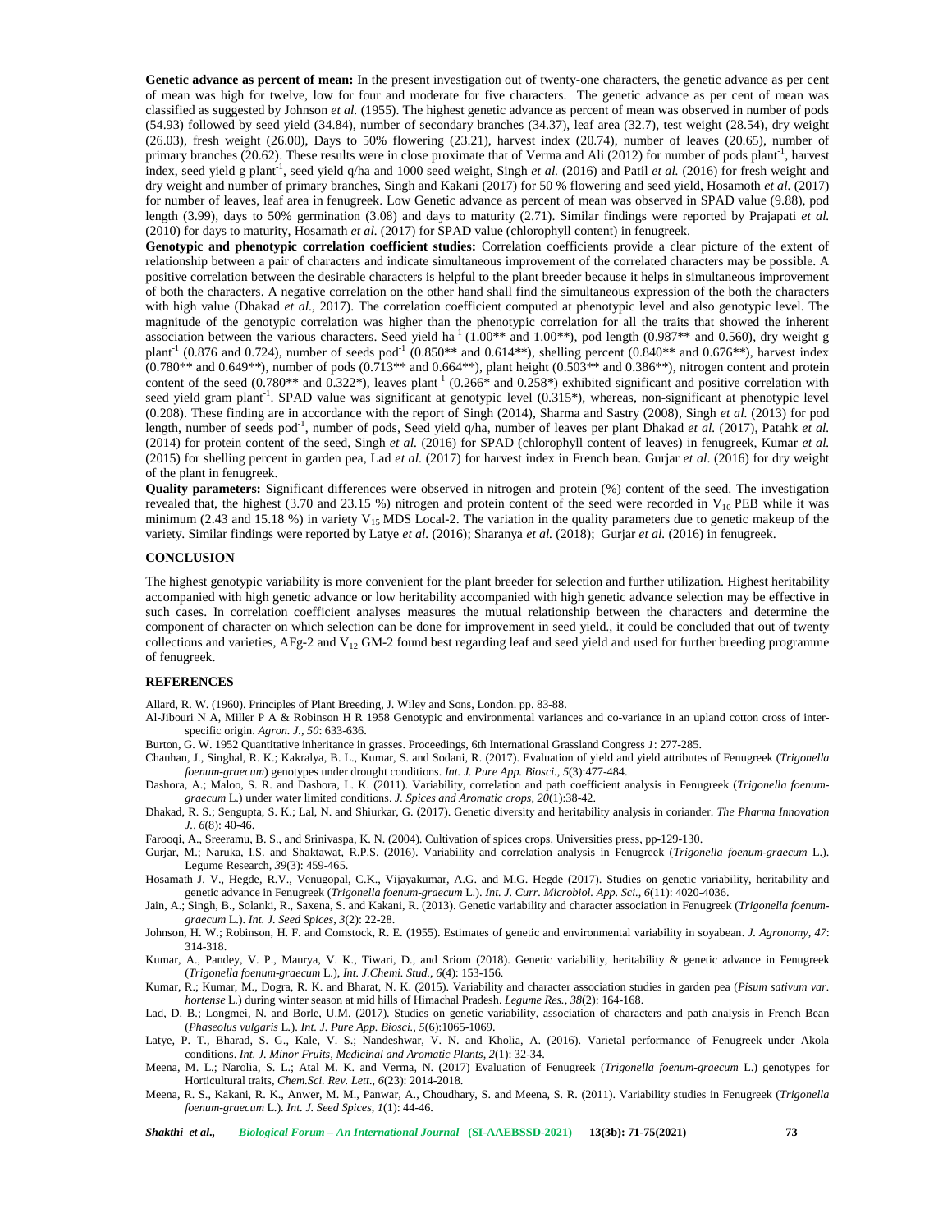**Genetic advance as percent of mean:** In the present investigation out of twenty-one characters, the genetic advance as per cent of mean was high for twelve, low for four and moderate for five characters. The genetic advance as per cent of mean was classified as suggested by Johnson *et al.* (1955). The highest genetic advance as percent of mean was observed in number of pods (54.93) followed by seed yield (34.84), number of secondary branches (34.37), leaf area (32.7), test weight (28.54), dry weight (26.03), fresh weight (26.00), Days to 50% flowering (23.21), harvest index (20.74), number of leaves (20.65), number of primary branches (20.62). These results were in close proximate that of Verma and Ali (2012) for number of pods plant$^{-1}$, harvest index, seed yield g plant$^{-1}$, seed yield q/ha and 1000 seed weight, Singh *et al.* (2016) and Patil *et al.* (2016) for fresh weight and dry weight and number of primary branches, Singh and Kakani (2017) for 50 % flowering and seed yield, Hosamoth *et al.* (2017) for number of leaves, leaf area in fenugreek. Low Genetic advance as percent of mean was observed in SPAD value (9.88), pod length (3.99), days to 50% germination (3.08) and days to maturity (2.71). Similar findings were reported by Prajapati *et al.* (2010) for days to maturity, Hosamath *et al.* (2017) for SPAD value (chlorophyll content) in fenugreek.

**Genotypic and phenotypic correlation coefficient studies:** Correlation coefficients provide a clear picture of the extent of relationship between a pair of characters and indicate simultaneous improvement of the correlated characters may be possible. A positive correlation between the desirable characters is helpful to the plant breeder because it helps in simultaneous improvement of both the characters. A negative correlation on the other hand shall find the simultaneous expression of the both the characters with high value (Dhakad *et al.*, 2017). The correlation coefficient computed at phenotypic level and also genotypic level. The magnitude of the genotypic correlation was higher than the phenotypic correlation for all the traits that showed the inherent association between the various characters. Seed yield ha$^{-1}$ (1.00** and 1.00**), pod length (0.987** and 0.560), dry weight g plant$^{-1}$ (0.876 and 0.724), number of seeds pod$^{-1}$ (0.850** and 0.614**), shelling percent (0.840** and 0.676**), harvest index (0.780** and 0.649**), number of pods (0.713** and 0.664**), plant height (0.503** and 0.386**), nitrogen content and protein content of the seed (0.780** and 0.322*), leaves plant$^{-1}$ (0.266* and 0.258*) exhibited significant and positive correlation with seed yield gram plant$^{-1}$. SPAD value was significant at genotypic level (0.315*), whereas, non-significant at phenotypic level (0.208). These finding are in accordance with the report of Singh (2014), Sharma and Sastry (2008), Singh *et al.* (2013) for pod length, number of seeds pod$^{-1}$, number of pods, Seed yield q/ha, number of leaves per plant Dhakad *et al.* (2017), Patahk *et al.* (2014) for protein content of the seed, Singh *et al.* (2016) for SPAD (chlorophyll content of leaves) in fenugreek, Kumar *et al.* (2015) for shelling percent in garden pea, Lad *et al.* (2017) for harvest index in French bean. Gurjar *et al.* (2016) for dry weight of the plant in fenugreek.

**Quality parameters:** Significant differences were observed in nitrogen and protein (%) content of the seed. The investigation revealed that, the highest (3.70 and 23.15 %) nitrogen and protein content of the seed were recorded in $V_{10}$ PEB while it was minimum (2.43 and 15.18 %) in variety $V_{15}$ MDS Local-2. The variation in the quality parameters due to genetic makeup of the variety. Similar findings were reported by Latye *et al.* (2016); Sharanya *et al.* (2018); Gurjar *et al.* (2016) in fenugreek.

## CONCLUSION

The highest genotypic variability is more convenient for the plant breeder for selection and further utilization. Highest heritability accompanied with high genetic advance or low heritability accompanied with high genetic advance selection may be effective in such cases. In correlation coefficient analyses measures the mutual relationship between the characters and determine the component of character on which selection can be done for improvement in seed yield., it could be concluded that out of twenty collections and varieties, AFg-2 and $V_{12}$ GM-2 found best regarding leaf and seed yield and used for further breeding programme of fenugreek.

## REFERENCES

Allard, R. W. (1960). Principles of Plant Breeding, J. Wiley and Sons, London. pp. 83-88.

Al-Jibouri N A, Miller P A & Robinson H R 1958 Genotypic and environmental variances and co-variance in an upland cotton cross of inter-specific origin. *Agron. J.*, *50*: 633-636.

Burton, G. W. 1952 Quantitative inheritance in grasses. Proceedings, 6th International Grassland Congress *1*: 277-285.

Chauhan, J., Singhal, R. K.; Kakralya, B. L., Kumar, S. and Sodani, R. (2017). Evaluation of yield and yield attributes of Fenugreek (*Trigonella foenum-graecum*) genotypes under drought conditions. *Int. J. Pure App. Biosci.*, *5*(3):477-484.

Dashora, A.; Maloo, S. R. and Dashora, L. K. (2011). Variability, correlation and path coefficient analysis in Fenugreek (*Trigonella foenum-graecum* L.) under water limited conditions. *J. Spices and Aromatic crops*, *20*(1):38-42.

Dhakad, R. S.; Sengupta, S. K.; Lal, N. and Shiurkar, G. (2017). Genetic diversity and heritability analysis in coriander. *The Pharma Innovation J.*, *6*(8): 40-46.

Farooqi, A., Sreeramu, B. S., and Srinivaspa, K. N. (2004). Cultivation of spices crops. Universities press, pp-129-130.

Gurjar, M.; Naruka, I.S. and Shaktawat, R.P.S. (2016). Variability and correlation analysis in Fenugreek (*Trigonella foenum-graecum* L.). Legume Research, *39*(3): 459-465.

Hosamath J. V., Hegde, R.V., Venugopal, C.K., Vijayakumar, A.G. and M.G. Hegde (2017). Studies on genetic variability, heritability and genetic advance in Fenugreek (*Trigonella foenum-graecum* L.). *Int. J. Curr. Microbiol. App. Sci.*, *6*(11): 4020-4036.

Jain, A.; Singh, B., Solanki, R., Saxena, S. and Kakani, R. (2013). Genetic variability and character association in Fenugreek (*Trigonella foenum-graecum* L.). *Int. J. Seed Spices*, *3*(2): 22-28.

Johnson, H. W.; Robinson, H. F. and Comstock, R. E. (1955). Estimates of genetic and environmental variability in soyabean. *J. Agronomy*, *47*: 314-318.

Kumar, A., Pandey, V. P., Maurya, V. K., Tiwari, D., and Sriom (2018). Genetic variability, heritability & genetic advance in Fenugreek (*Trigonella foenum-graecum* L.), *Int. J.Chemi. Stud.*, *6*(4): 153-156.

Kumar, R.; Kumar, M., Dogra, R. K. and Bharat, N. K. (2015). Variability and character association studies in garden pea (*Pisum sativum var. hortense* L.) during winter season at mid hills of Himachal Pradesh. *Legume Res.*, *38*(2): 164-168.

Lad, D. B.; Longmei, N. and Borle, U.M. (2017). Studies on genetic variability, association of characters and path analysis in French Bean (*Phaseolus vulgaris* L.). *Int. J. Pure App. Biosci.*, *5*(6):1065-1069.

Latye, P. T., Bharad, S. G., Kale, V. S.; Nandeshwar, V. N. and Kholia, A. (2016). Varietal performance of Fenugreek under Akola conditions. *Int. J. Minor Fruits, Medicinal and Aromatic Plants*, *2*(1): 32-34.

Meena, M. L.; Narolia, S. L.; Atal M. K. and Verma, N. (2017) Evaluation of Fenugreek (*Trigonella foenum-graecum* L.) genotypes for Horticultural traits, *Chem.Sci. Rev. Lett.*, *6*(23): 2014-2018.

Meena, R. S., Kakani, R. K., Anwer, M. M., Panwar, A., Choudhary, S. and Meena, S. R. (2011). Variability studies in Fenugreek (*Trigonella foenum-graecum* L.). *Int. J. Seed Spices*, *1*(1): 44-46.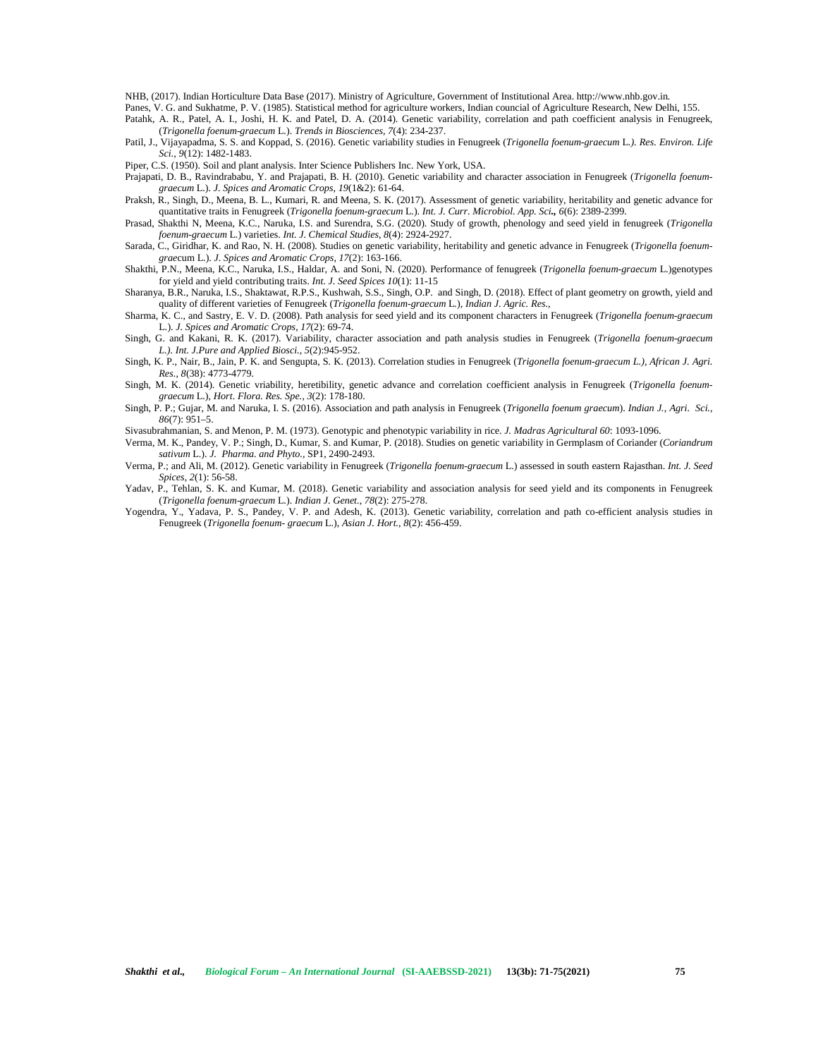NHB, (2017). Indian Horticulture Data Base (2017). Ministry of Agriculture, Government of Institutional Area. http://www.nhb.gov.in.

Panes, V. G. and Sukhatme, P. V. (1985). Statistical method for agriculture workers, Indian councial of Agriculture Research, New Delhi, 155.

Patahk, A. R., Patel, A. I., Joshi, H. K. and Patel, D. A. (2014). Genetic variability, correlation and path coefficient analysis in Fenugreek, (*Trigonella foenum-graecum* L.). *Trends in Biosciences, 7*(4): 234-237.

Patil, J., Vijayapadma, S. S. and Koppad, S. (2016). Genetic variability studies in Fenugreek (*Trigonella foenum-graecum* L.). *Res. Environ. Life Sci., 9*(12): 1482-1483.

Piper, C.S. (1950). Soil and plant analysis. Inter Science Publishers Inc. New York, USA.

Prajapati, D. B., Ravindrababu, Y. and Prajapati, B. H. (2010). Genetic variability and character association in Fenugreek (*Trigonella foenum-graecum* L.). *J. Spices and Aromatic Crops, 19*(1&2): 61-64.

Praksh, R., Singh, D., Meena, B. L., Kumari, R. and Meena, S. K. (2017). Assessment of genetic variability, heritability and genetic advance for quantitative traits in Fenugreek (*Trigonella foenum-graecum* L.). *Int. J. Curr. Microbiol. App. Sci***.,** *6*(6): 2389-2399.

Prasad, Shakthi N, Meena, K.C., Naruka, I.S. and Surendra, S.G. (2020). Study of growth, phenology and seed yield in fenugreek (*Trigonella foenum-graecum* L.) varieties. *Int. J. Chemical Studies, 8*(4): 2924-2927.

Sarada, C., Giridhar, K. and Rao, N. H. (2008). Studies on genetic variability, heritability and genetic advance in Fenugreek (*Trigonella foenum-grae*cum L.). *J. Spices and Aromatic Crops, 17*(2): 163-166.

Shakthi, P.N., Meena, K.C., Naruka, I.S., Haldar, A. and Soni, N. (2020). Performance of fenugreek (*Trigonella foenum-graecum* L.)genotypes for yield and yield contributing traits. *Int. J. Seed Spices 10*(1): 11-15

Sharanya, B.R., Naruka, I.S., Shaktawat, R.P.S., Kushwah, S.S., Singh, O.P. and Singh, D. (2018). Effect of plant geometry on growth, yield and quality of different varieties of Fenugreek (*Trigonella foenum-graecum* L.), *Indian J. Agric. Res.,*

Sharma, K. C., and Sastry, E. V. D. (2008). Path analysis for seed yield and its component characters in Fenugreek (*Trigonella foenum-graecum* L.). *J. Spices and Aromatic Crops, 17*(2): 69-74.

Singh, G. and Kakani, R. K. (2017). Variability, character association and path analysis studies in Fenugreek (*Trigonella foenum-graecum L.). Int. J.Pure and Applied Biosci., 5*(2):945-952.

Singh, K. P., Nair, B., Jain, P. K. and Sengupta, S. K. (2013). Correlation studies in Fenugreek (*Trigonella foenum-graecum L.), African J. Agri. Res., 8*(38): 4773-4779.

Singh, M. K. (2014). Genetic vriability, heretibility, genetic advance and correlation coefficient analysis in Fenugreek (*Trigonella foenum-graecum* L.), *Hort. Flora. Res. Spe., 3*(2): 178-180.

Singh, P. P.; Gujar, M. and Naruka, I. S. (2016). Association and path analysis in Fenugreek (*Trigonella foenum graecum*). *Indian J., Agri. Sci., 86*(7): 951–5.

Sivasubrahmanian, S. and Menon, P. M. (1973). Genotypic and phenotypic variability in rice. *J. Madras Agricultural 60*: 1093-1096.

Verma, M. K., Pandey, V. P.; Singh, D., Kumar, S. and Kumar, P. (2018). Studies on genetic variability in Germplasm of Coriander (*Coriandrum sativum* L.). *J. Pharma. and Phyto.,* SP1, 2490-2493.

Verma, P.; and Ali, M. (2012). Genetic variability in Fenugreek (*Trigonella foenum-graecum* L.) assessed in south eastern Rajasthan. *Int. J. Seed Spices, 2*(1): 56-58.

Yadav, P., Tehlan, S. K. and Kumar, M. (2018). Genetic variability and association analysis for seed yield and its components in Fenugreek (*Trigonella foenum-graecum* L.). *Indian J. Genet., 78*(2): 275-278.

Yogendra, Y., Yadava, P. S., Pandey, V. P. and Adesh, K. (2013). Genetic variability, correlation and path co-efficient analysis studies in Fenugreek (*Trigonella foenum- graecum* L.), *Asian J. Hort., 8*(2): 456-459.